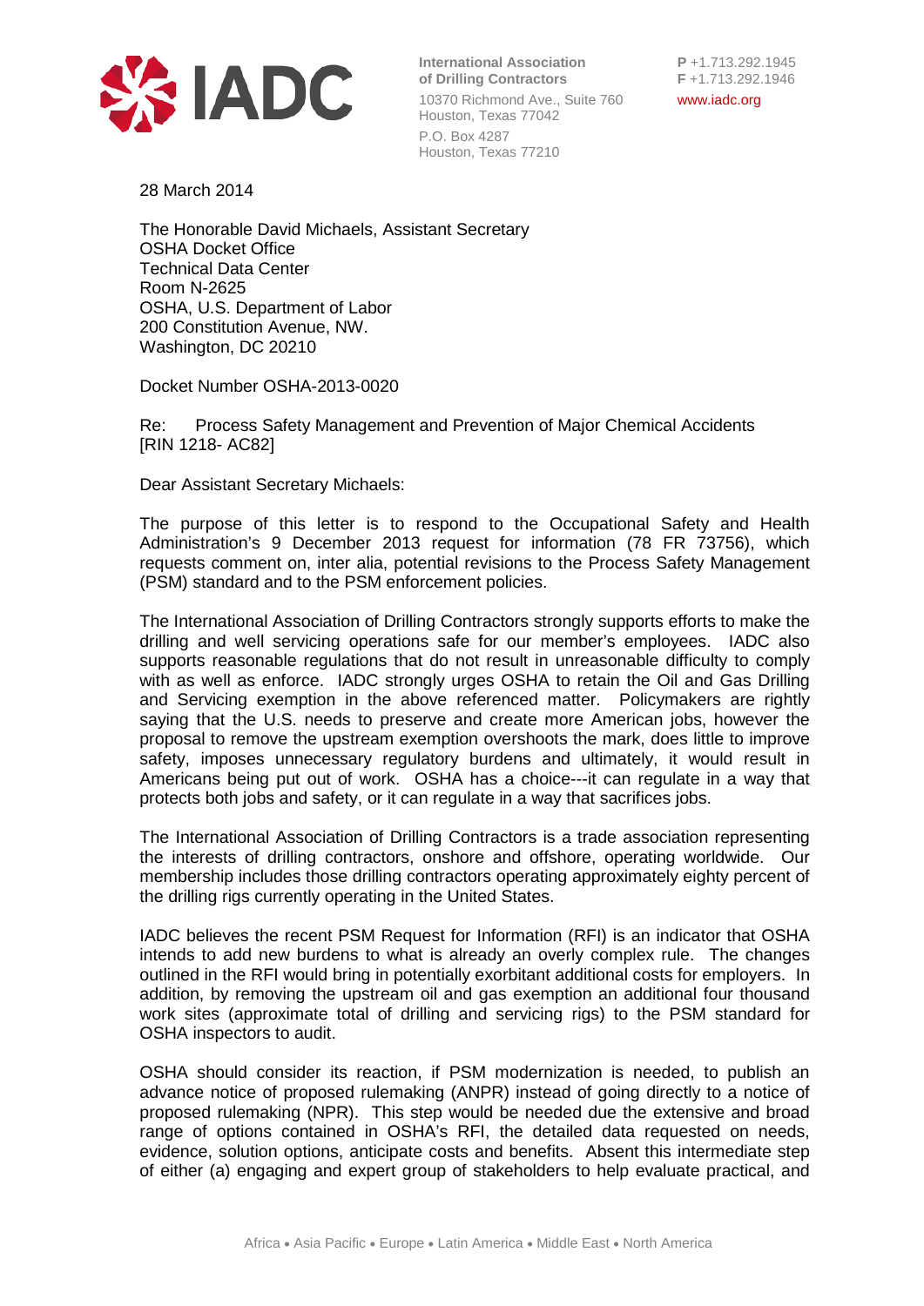**International Association of Drilling Contractors**
10370 Richmond Ave., Suite 760
Houston, Texas 77042
P.O. Box 4287
Houston, Texas 77210

**P** +1.713.292.1945
**F** +1.713.292.1946
www.iadc.org

28 March 2014

The Honorable David Michaels, Assistant Secretary
OSHA Docket Office
Technical Data Center
Room N-2625
OSHA, U.S. Department of Labor
200 Constitution Avenue, NW.
Washington, DC 20210

Docket Number OSHA-2013-0020

Re: Process Safety Management and Prevention of Major Chemical Accidents [RIN 1218- AC82]

Dear Assistant Secretary Michaels:

The purpose of this letter is to respond to the Occupational Safety and Health Administration's 9 December 2013 request for information (78 FR 73756), which requests comment on, inter alia, potential revisions to the Process Safety Management (PSM) standard and to the PSM enforcement policies.

The International Association of Drilling Contractors strongly supports efforts to make the drilling and well servicing operations safe for our member's employees. IADC also supports reasonable regulations that do not result in unreasonable difficulty to comply with as well as enforce. IADC strongly urges OSHA to retain the Oil and Gas Drilling and Servicing exemption in the above referenced matter. Policymakers are rightly saying that the U.S. needs to preserve and create more American jobs, however the proposal to remove the upstream exemption overshoots the mark, does little to improve safety, imposes unnecessary regulatory burdens and ultimately, it would result in Americans being put out of work. OSHA has a choice---it can regulate in a way that protects both jobs and safety, or it can regulate in a way that sacrifices jobs.

The International Association of Drilling Contractors is a trade association representing the interests of drilling contractors, onshore and offshore, operating worldwide. Our membership includes those drilling contractors operating approximately eighty percent of the drilling rigs currently operating in the United States.

IADC believes the recent PSM Request for Information (RFI) is an indicator that OSHA intends to add new burdens to what is already an overly complex rule. The changes outlined in the RFI would bring in potentially exorbitant additional costs for employers. In addition, by removing the upstream oil and gas exemption an additional four thousand work sites (approximate total of drilling and servicing rigs) to the PSM standard for OSHA inspectors to audit.

OSHA should consider its reaction, if PSM modernization is needed, to publish an advance notice of proposed rulemaking (ANPR) instead of going directly to a notice of proposed rulemaking (NPR). This step would be needed due the extensive and broad range of options contained in OSHA's RFI, the detailed data requested on needs, evidence, solution options, anticipate costs and benefits. Absent this intermediate step of either (a) engaging and expert group of stakeholders to help evaluate practical, and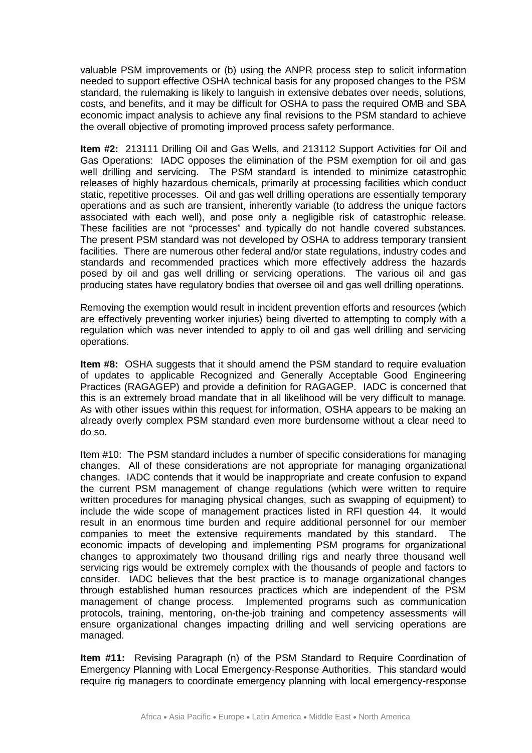valuable PSM improvements or (b) using the ANPR process step to solicit information needed to support effective OSHA technical basis for any proposed changes to the PSM standard, the rulemaking is likely to languish in extensive debates over needs, solutions, costs, and benefits, and it may be difficult for OSHA to pass the required OMB and SBA economic impact analysis to achieve any final revisions to the PSM standard to achieve the overall objective of promoting improved process safety performance.

**Item #2:** 213111 Drilling Oil and Gas Wells, and 213112 Support Activities for Oil and Gas Operations: IADC opposes the elimination of the PSM exemption for oil and gas well drilling and servicing. The PSM standard is intended to minimize catastrophic releases of highly hazardous chemicals, primarily at processing facilities which conduct static, repetitive processes. Oil and gas well drilling operations are essentially temporary operations and as such are transient, inherently variable (to address the unique factors associated with each well), and pose only a negligible risk of catastrophic release. These facilities are not "processes" and typically do not handle covered substances. The present PSM standard was not developed by OSHA to address temporary transient facilities. There are numerous other federal and/or state regulations, industry codes and standards and recommended practices which more effectively address the hazards posed by oil and gas well drilling or servicing operations. The various oil and gas producing states have regulatory bodies that oversee oil and gas well drilling operations.

Removing the exemption would result in incident prevention efforts and resources (which are effectively preventing worker injuries) being diverted to attempting to comply with a regulation which was never intended to apply to oil and gas well drilling and servicing operations.

**Item #8:** OSHA suggests that it should amend the PSM standard to require evaluation of updates to applicable Recognized and Generally Acceptable Good Engineering Practices (RAGAGEP) and provide a definition for RAGAGEP. IADC is concerned that this is an extremely broad mandate that in all likelihood will be very difficult to manage. As with other issues within this request for information, OSHA appears to be making an already overly complex PSM standard even more burdensome without a clear need to do so.

Item #10: The PSM standard includes a number of specific considerations for managing changes. All of these considerations are not appropriate for managing organizational changes. IADC contends that it would be inappropriate and create confusion to expand the current PSM management of change regulations (which were written to require written procedures for managing physical changes, such as swapping of equipment) to include the wide scope of management practices listed in RFI question 44. It would result in an enormous time burden and require additional personnel for our member companies to meet the extensive requirements mandated by this standard. The economic impacts of developing and implementing PSM programs for organizational changes to approximately two thousand drilling rigs and nearly three thousand well servicing rigs would be extremely complex with the thousands of people and factors to consider. IADC believes that the best practice is to manage organizational changes through established human resources practices which are independent of the PSM management of change process. Implemented programs such as communication protocols, training, mentoring, on-the-job training and competency assessments will ensure organizational changes impacting drilling and well servicing operations are managed.

**Item #11:** Revising Paragraph (n) of the PSM Standard to Require Coordination of Emergency Planning with Local Emergency-Response Authorities. This standard would require rig managers to coordinate emergency planning with local emergency-response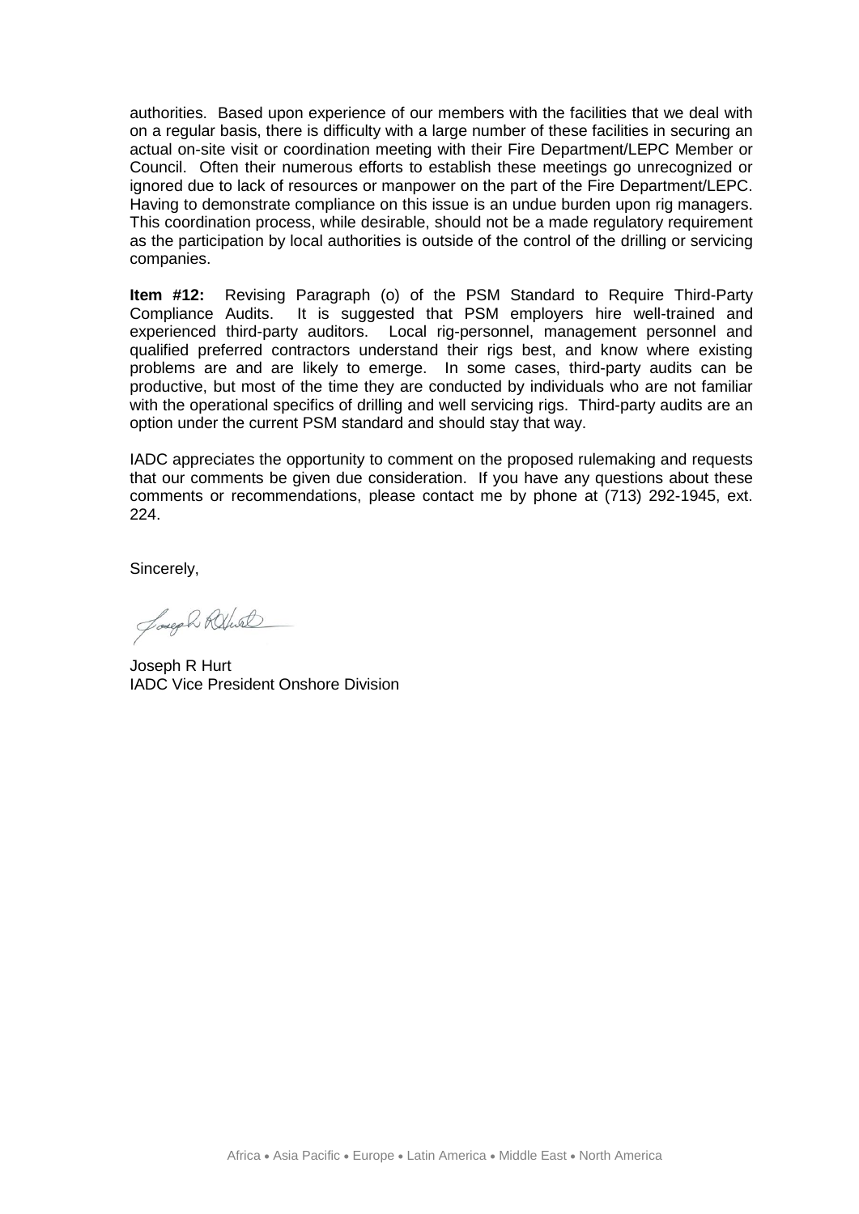authorities. Based upon experience of our members with the facilities that we deal with on a regular basis, there is difficulty with a large number of these facilities in securing an actual on-site visit or coordination meeting with their Fire Department/LEPC Member or Council. Often their numerous efforts to establish these meetings go unrecognized or ignored due to lack of resources or manpower on the part of the Fire Department/LEPC. Having to demonstrate compliance on this issue is an undue burden upon rig managers. This coordination process, while desirable, should not be a made regulatory requirement as the participation by local authorities is outside of the control of the drilling or servicing companies.

**Item #12:** Revising Paragraph (o) of the PSM Standard to Require Third-Party Compliance Audits. It is suggested that PSM employers hire well-trained and experienced third-party auditors. Local rig-personnel, management personnel and qualified preferred contractors understand their rigs best, and know where existing problems are and are likely to emerge. In some cases, third-party audits can be productive, but most of the time they are conducted by individuals who are not familiar with the operational specifics of drilling and well servicing rigs. Third-party audits are an option under the current PSM standard and should stay that way.

IADC appreciates the opportunity to comment on the proposed rulemaking and requests that our comments be given due consideration. If you have any questions about these comments or recommendations, please contact me by phone at (713) 292-1945, ext. 224.

Sincerely,

Joseph R Hurt
IADC Vice President Onshore Division

Africa • Asia Pacific • Europe • Latin America • Middle East • North America